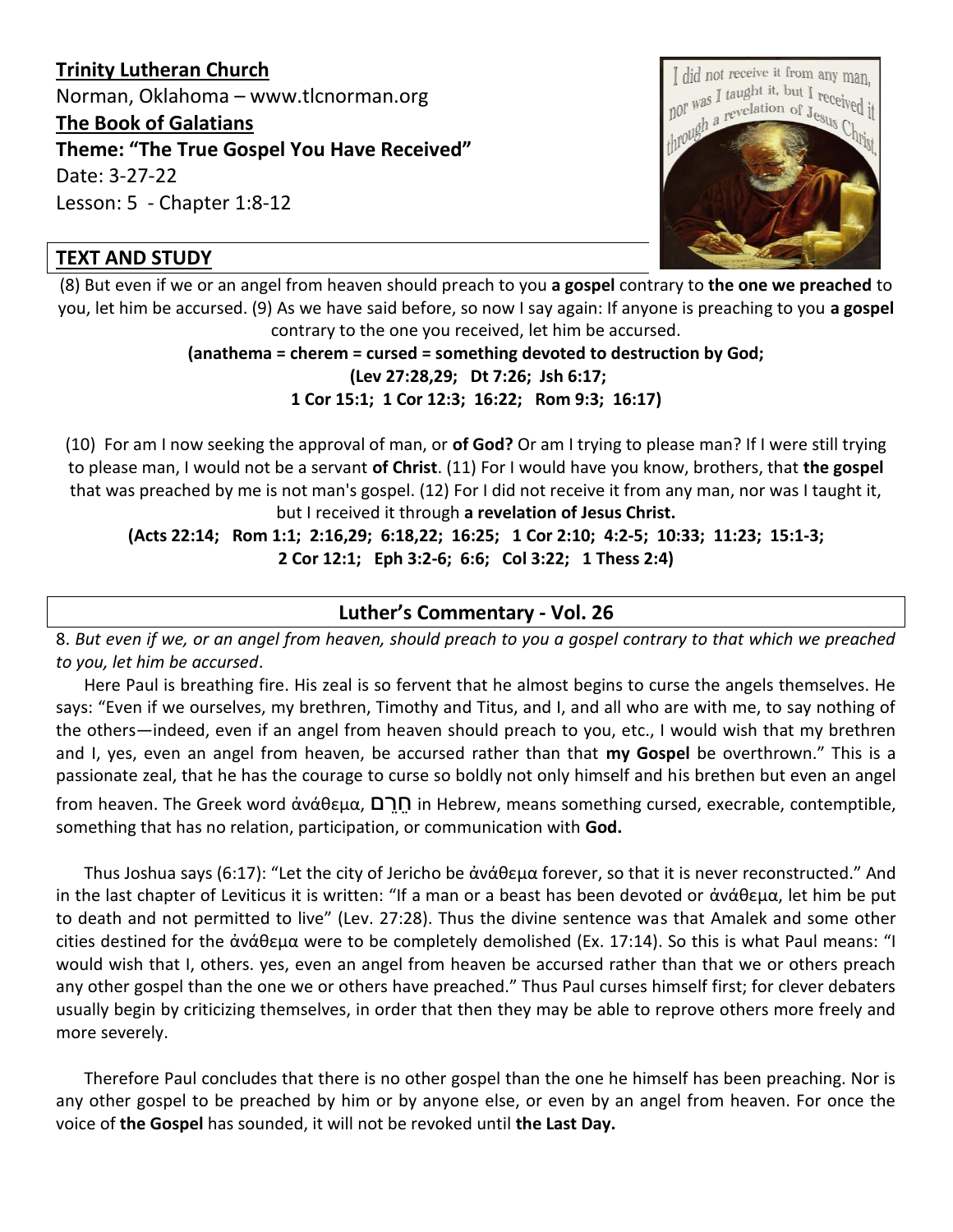**Trinity Lutheran Church**

Norman, Oklahoma – www.tlcnorman.org

**The Book of Galatians**

**Theme: "The True Gospel You Have Received"**

Date: 3-27-22

Lesson: 5 - Chapter 1:8-12

## TEXT AND STUDY

(8) But even if we or an angel from heaven should preach to you **a gospel** contrary to **the one we preached** to you, let him be accursed. (9) As we have said before, so now I say again: If anyone is preaching to you **a gospel** contrary to the one you received, let him be accursed.

**(anathema = cherem = cursed = something devoted to destruction by God;**
**(Lev 27:28,29; Dt 7:26; Jsh 6:17;**
**1 Cor 15:1; 1 Cor 12:3; 16:22; Rom 9:3; 16:17)**

(10) For am I now seeking the approval of man, or **of God?** Or am I trying to please man? If I were still trying to please man, I would not be a servant **of Christ**. (11) For I would have you know, brothers, that **the gospel** that was preached by me is not man's gospel. (12) For I did not receive it from any man, nor was I taught it, but I received it through **a revelation of Jesus Christ.**

**(Acts 22:14; Rom 1:1; 2:16,29; 6:18,22; 16:25; 1 Cor 2:10; 4:2-5; 10:33; 11:23; 15:1-3;**
**2 Cor 12:1; Eph 3:2-6; 6:6; Col 3:22; 1 Thess 2:4)**

## Luther's Commentary - Vol. 26

8. *But even if we, or an angel from heaven, should preach to you a gospel contrary to that which we preached to you, let him be accursed*.

Here Paul is breathing fire. His zeal is so fervent that he almost begins to curse the angels themselves. He says: "Even if we ourselves, my brethren, Timothy and Titus, and I, and all who are with me, to say nothing of the others—indeed, even if an angel from heaven should preach to you, etc., I would wish that my brethren and I, yes, even an angel from heaven, be accursed rather than that **my Gospel** be overthrown." This is a passionate zeal, that he has the courage to curse so boldly not only himself and his brethen but even an angel from heaven. The Greek word ἀνάθεμα, חֵרֶם in Hebrew, means something cursed, execrable, contemptible, something that has no relation, participation, or communication with **God.**

Thus Joshua says (6:17): "Let the city of Jericho be ἀνάθεμα forever, so that it is never reconstructed." And in the last chapter of Leviticus it is written: "If a man or a beast has been devoted or ἀνάθεμα, let him be put to death and not permitted to live" (Lev. 27:28). Thus the divine sentence was that Amalek and some other cities destined for the ἀνάθεμα were to be completely demolished (Ex. 17:14). So this is what Paul means: "I would wish that I, others. yes, even an angel from heaven be accursed rather than that we or others preach any other gospel than the one we or others have preached." Thus Paul curses himself first; for clever debaters usually begin by criticizing themselves, in order that then they may be able to reprove others more freely and more severely.

Therefore Paul concludes that there is no other gospel than the one he himself has been preaching. Nor is any other gospel to be preached by him or by anyone else, or even by an angel from heaven. For once the voice of **the Gospel** has sounded, it will not be revoked until **the Last Day.**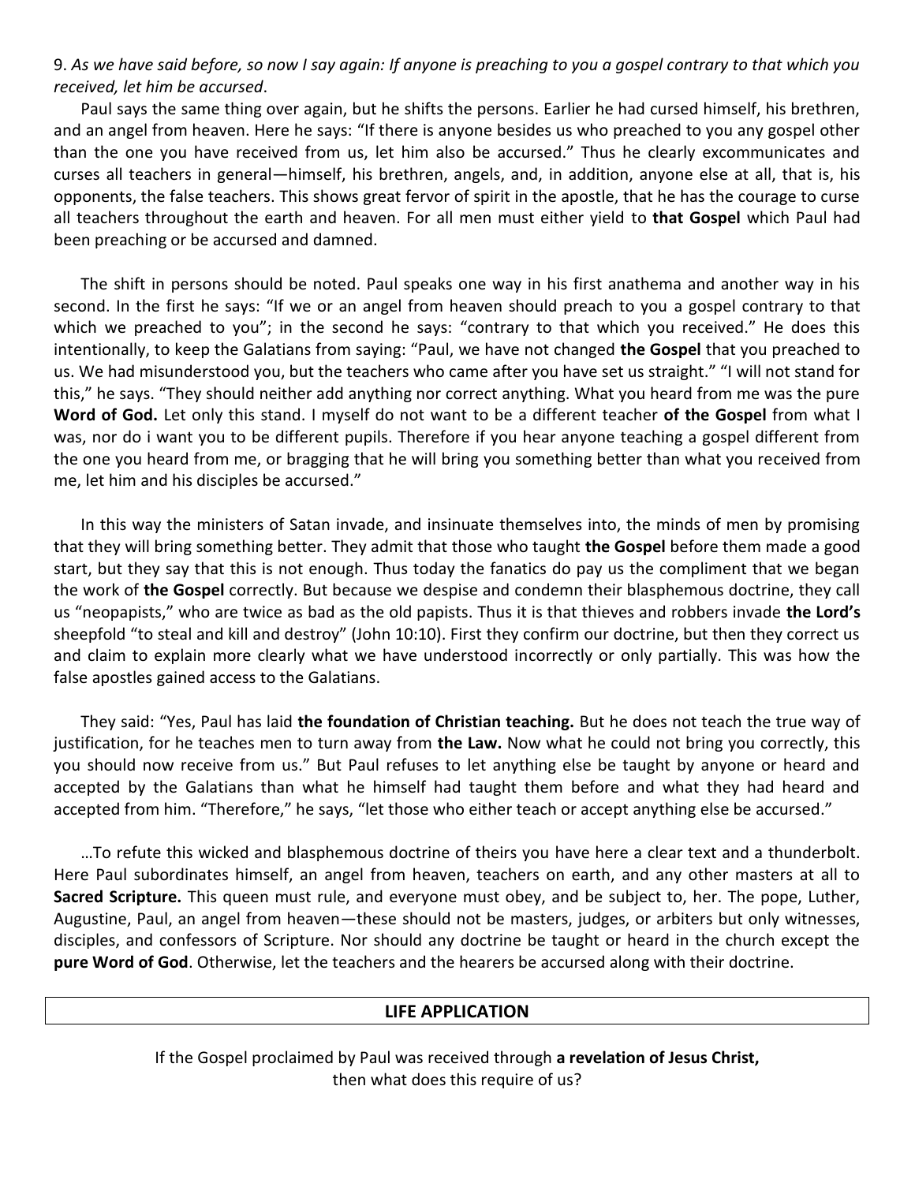9. *As we have said before, so now I say again: If anyone is preaching to you a gospel contrary to that which you received, let him be accursed*.

Paul says the same thing over again, but he shifts the persons. Earlier he had cursed himself, his brethren, and an angel from heaven. Here he says: "If there is anyone besides us who preached to you any gospel other than the one you have received from us, let him also be accursed." Thus he clearly excommunicates and curses all teachers in general—himself, his brethren, angels, and, in addition, anyone else at all, that is, his opponents, the false teachers. This shows great fervor of spirit in the apostle, that he has the courage to curse all teachers throughout the earth and heaven. For all men must either yield to **that Gospel** which Paul had been preaching or be accursed and damned.

The shift in persons should be noted. Paul speaks one way in his first anathema and another way in his second. In the first he says: "If we or an angel from heaven should preach to you a gospel contrary to that which we preached to you"; in the second he says: "contrary to that which you received." He does this intentionally, to keep the Galatians from saying: "Paul, we have not changed **the Gospel** that you preached to us. We had misunderstood you, but the teachers who came after you have set us straight." "I will not stand for this," he says. "They should neither add anything nor correct anything. What you heard from me was the pure **Word of God.** Let only this stand. I myself do not want to be a different teacher **of the Gospel** from what I was, nor do i want you to be different pupils. Therefore if you hear anyone teaching a gospel different from the one you heard from me, or bragging that he will bring you something better than what you received from me, let him and his disciples be accursed."

In this way the ministers of Satan invade, and insinuate themselves into, the minds of men by promising that they will bring something better. They admit that those who taught **the Gospel** before them made a good start, but they say that this is not enough. Thus today the fanatics do pay us the compliment that we began the work of **the Gospel** correctly. But because we despise and condemn their blasphemous doctrine, they call us "neopapists," who are twice as bad as the old papists. Thus it is that thieves and robbers invade **the Lord's** sheepfold "to steal and kill and destroy" (John 10:10). First they confirm our doctrine, but then they correct us and claim to explain more clearly what we have understood incorrectly or only partially. This was how the false apostles gained access to the Galatians.

They said: "Yes, Paul has laid **the foundation of Christian teaching.** But he does not teach the true way of justification, for he teaches men to turn away from **the Law.** Now what he could not bring you correctly, this you should now receive from us." But Paul refuses to let anything else be taught by anyone or heard and accepted by the Galatians than what he himself had taught them before and what they had heard and accepted from him. "Therefore," he says, "let those who either teach or accept anything else be accursed."

…To refute this wicked and blasphemous doctrine of theirs you have here a clear text and a thunderbolt. Here Paul subordinates himself, an angel from heaven, teachers on earth, and any other masters at all to **Sacred Scripture.** This queen must rule, and everyone must obey, and be subject to, her. The pope, Luther, Augustine, Paul, an angel from heaven—these should not be masters, judges, or arbiters but only witnesses, disciples, and confessors of Scripture. Nor should any doctrine be taught or heard in the church except the **pure Word of God**. Otherwise, let the teachers and the hearers be accursed along with their doctrine.

## LIFE APPLICATION

If the Gospel proclaimed by Paul was received through **a revelation of Jesus Christ,** then what does this require of us?